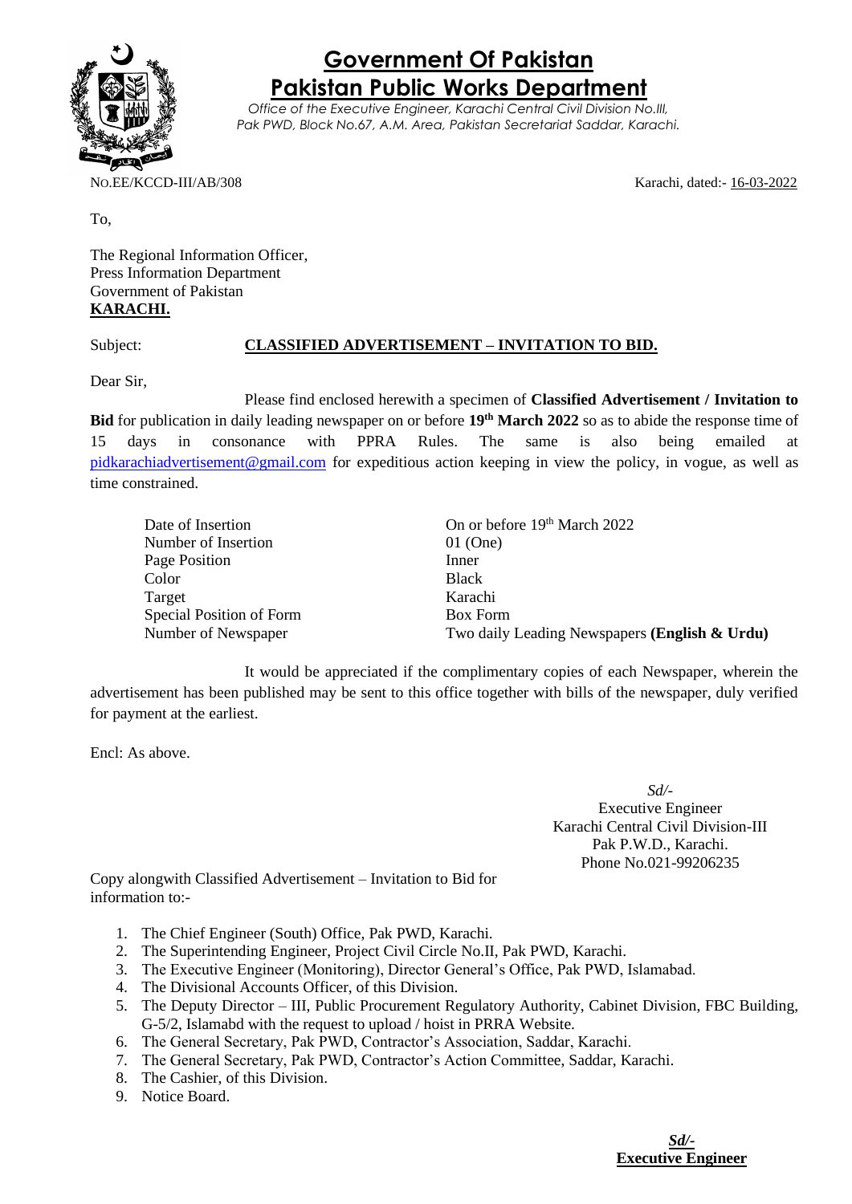# Government Of Pakistan
# Pakistan Public Works Department

*Office of the Executive Engineer, Karachi Central Civil Division No.III, Pak PWD, Block No.67, A.M. Area, Pakistan Secretariat Saddar, Karachi.*

NO.EE/KCCD-III/AB/308 Karachi, dated:- 16-03-2022

To,

The Regional Information Officer,
Press Information Department
Government of Pakistan
**KARACHI.**

Subject: **CLASSIFIED ADVERTISEMENT – INVITATION TO BID.**

Dear Sir,

Please find enclosed herewith a specimen of **Classified Advertisement / Invitation to Bid** for publication in daily leading newspaper on or before **19th March 2022** so as to abide the response time of 15 days in consonance with PPRA Rules. The same is also being emailed at pidkarachiadvertisement@gmail.com for expeditious action keeping in view the policy, in vogue, as well as time constrained.

| | |
|---|---|
| Date of Insertion | On or before 19th March 2022 |
| Number of Insertion | 01 (One) |
| Page Position | Inner |
| Color | Black |
| Target | Karachi |
| Special Position of Form | Box Form |
| Number of Newspaper | Two daily Leading Newspapers **(English & Urdu)** |

It would be appreciated if the complimentary copies of each Newspaper, wherein the advertisement has been published may be sent to this office together with bills of the newspaper, duly verified for payment at the earliest.

Encl: As above.

*Sd/-*
Executive Engineer
Karachi Central Civil Division-III
Pak P.W.D., Karachi.
Phone No.021-99206235

Copy alongwith Classified Advertisement – Invitation to Bid for information to:-

1. The Chief Engineer (South) Office, Pak PWD, Karachi.
2. The Superintending Engineer, Project Civil Circle No.II, Pak PWD, Karachi.
3. The Executive Engineer (Monitoring), Director General's Office, Pak PWD, Islamabad.
4. The Divisional Accounts Officer, of this Division.
5. The Deputy Director – III, Public Procurement Regulatory Authority, Cabinet Division, FBC Building, G-5/2, Islamabd with the request to upload / hoist in PRRA Website.
6. The General Secretary, Pak PWD, Contractor's Association, Saddar, Karachi.
7. The General Secretary, Pak PWD, Contractor's Action Committee, Saddar, Karachi.
8. The Cashier, of this Division.
9. Notice Board.

***Sd/-***
**Executive Engineer**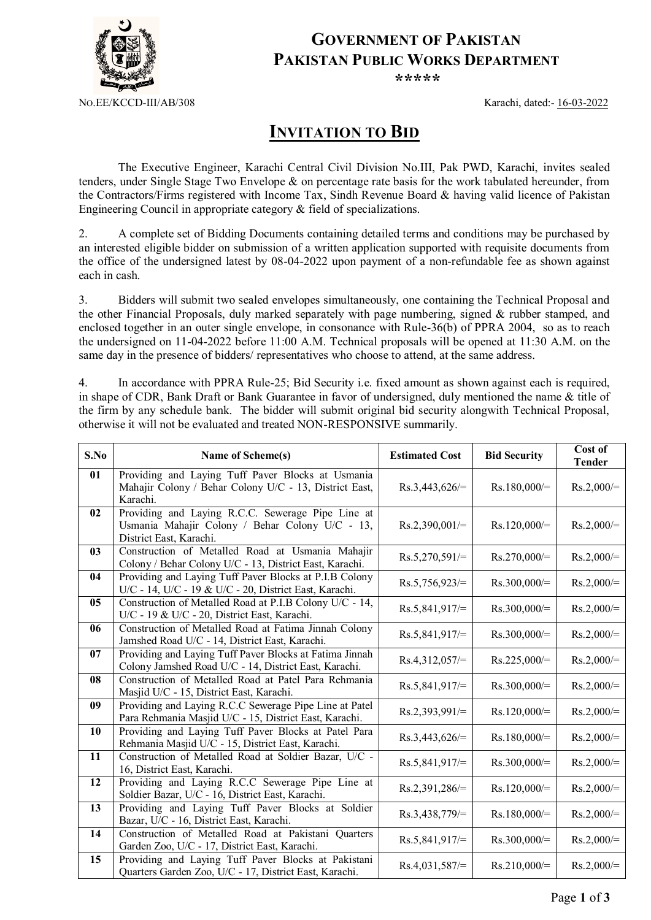# GOVERNMENT OF PAKISTAN
# PAKISTAN PUBLIC WORKS DEPARTMENT

\*\*\*\*\*

NO.EE/KCCD-III/AB/308

Karachi, dated:- 16-03-2022

## INVITATION TO BID

The Executive Engineer, Karachi Central Civil Division No.III, Pak PWD, Karachi, invites sealed tenders, under Single Stage Two Envelope & on percentage rate basis for the work tabulated hereunder, from the Contractors/Firms registered with Income Tax, Sindh Revenue Board & having valid licence of Pakistan Engineering Council in appropriate category & field of specializations.

2. A complete set of Bidding Documents containing detailed terms and conditions may be purchased by an interested eligible bidder on submission of a written application supported with requisite documents from the office of the undersigned latest by 08-04-2022 upon payment of a non-refundable fee as shown against each in cash.

3. Bidders will submit two sealed envelopes simultaneously, one containing the Technical Proposal and the other Financial Proposals, duly marked separately with page numbering, signed & rubber stamped, and enclosed together in an outer single envelope, in consonance with Rule-36(b) of PPRA 2004, so as to reach the undersigned on 11-04-2022 before 11:00 A.M. Technical proposals will be opened at 11:30 A.M. on the same day in the presence of bidders/ representatives who choose to attend, at the same address.

4. In accordance with PPRA Rule-25; Bid Security i.e. fixed amount as shown against each is required, in shape of CDR, Bank Draft or Bank Guarantee in favor of undersigned, duly mentioned the name & title of the firm by any schedule bank. The bidder will submit original bid security alongwith Technical Proposal, otherwise it will not be evaluated and treated NON-RESPONSIVE summarily.

| S.No | Name of Scheme(s) | Estimated Cost | Bid Security | Cost of Tender |
|---|---|---|---|---|
| 01 | Providing and Laying Tuff Paver Blocks at Usmania Mahajir Colony / Behar Colony U/C - 13, District East, Karachi. | Rs.3,443,626/= | Rs.180,000/= | Rs.2,000/= |
| 02 | Providing and Laying R.C.C. Sewerage Pipe Line at Usmania Mahajir Colony / Behar Colony U/C - 13, District East, Karachi. | Rs.2,390,001/= | Rs.120,000/= | Rs.2,000/= |
| 03 | Construction of Metalled Road at Usmania Mahajir Colony / Behar Colony U/C - 13, District East, Karachi. | Rs.5,270,591/= | Rs.270,000/= | Rs.2,000/= |
| 04 | Providing and Laying Tuff Paver Blocks at P.I.B Colony U/C - 14, U/C - 19 & U/C - 20, District East, Karachi. | Rs.5,756,923/= | Rs.300,000/= | Rs.2,000/= |
| 05 | Construction of Metalled Road at P.I.B Colony U/C - 14, U/C - 19 & U/C - 20, District East, Karachi. | Rs.5,841,917/= | Rs.300,000/= | Rs.2,000/= |
| 06 | Construction of Metalled Road at Fatima Jinnah Colony Jamshed Road U/C - 14, District East, Karachi. | Rs.5,841,917/= | Rs.300,000/= | Rs.2,000/= |
| 07 | Providing and Laying Tuff Paver Blocks at Fatima Jinnah Colony Jamshed Road U/C - 14, District East, Karachi. | Rs.4,312,057/= | Rs.225,000/= | Rs.2,000/= |
| 08 | Construction of Metalled Road at Patel Para Rehmania Masjid U/C - 15, District East, Karachi. | Rs.5,841,917/= | Rs.300,000/= | Rs.2,000/= |
| 09 | Providing and Laying R.C.C Sewerage Pipe Line at Patel Para Rehmania Masjid U/C - 15, District East, Karachi. | Rs.2,393,991/= | Rs.120,000/= | Rs.2,000/= |
| 10 | Providing and Laying Tuff Paver Blocks at Patel Para Rehmania Masjid U/C - 15, District East, Karachi. | Rs.3,443,626/= | Rs.180,000/= | Rs.2,000/= |
| 11 | Construction of Metalled Road at Soldier Bazar, U/C - 16, District East, Karachi. | Rs.5,841,917/= | Rs.300,000/= | Rs.2,000/= |
| 12 | Providing and Laying R.C.C Sewerage Pipe Line at Soldier Bazar, U/C - 16, District East, Karachi. | Rs.2,391,286/= | Rs.120,000/= | Rs.2,000/= |
| 13 | Providing and Laying Tuff Paver Blocks at Soldier Bazar, U/C - 16, District East, Karachi. | Rs.3,438,779/= | Rs.180,000/= | Rs.2,000/= |
| 14 | Construction of Metalled Road at Pakistani Quarters Garden Zoo, U/C - 17, District East, Karachi. | Rs.5,841,917/= | Rs.300,000/= | Rs.2,000/= |
| 15 | Providing and Laying Tuff Paver Blocks at Pakistani Quarters Garden Zoo, U/C - 17, District East, Karachi. | Rs.4,031,587/= | Rs.210,000/= | Rs.2,000/= |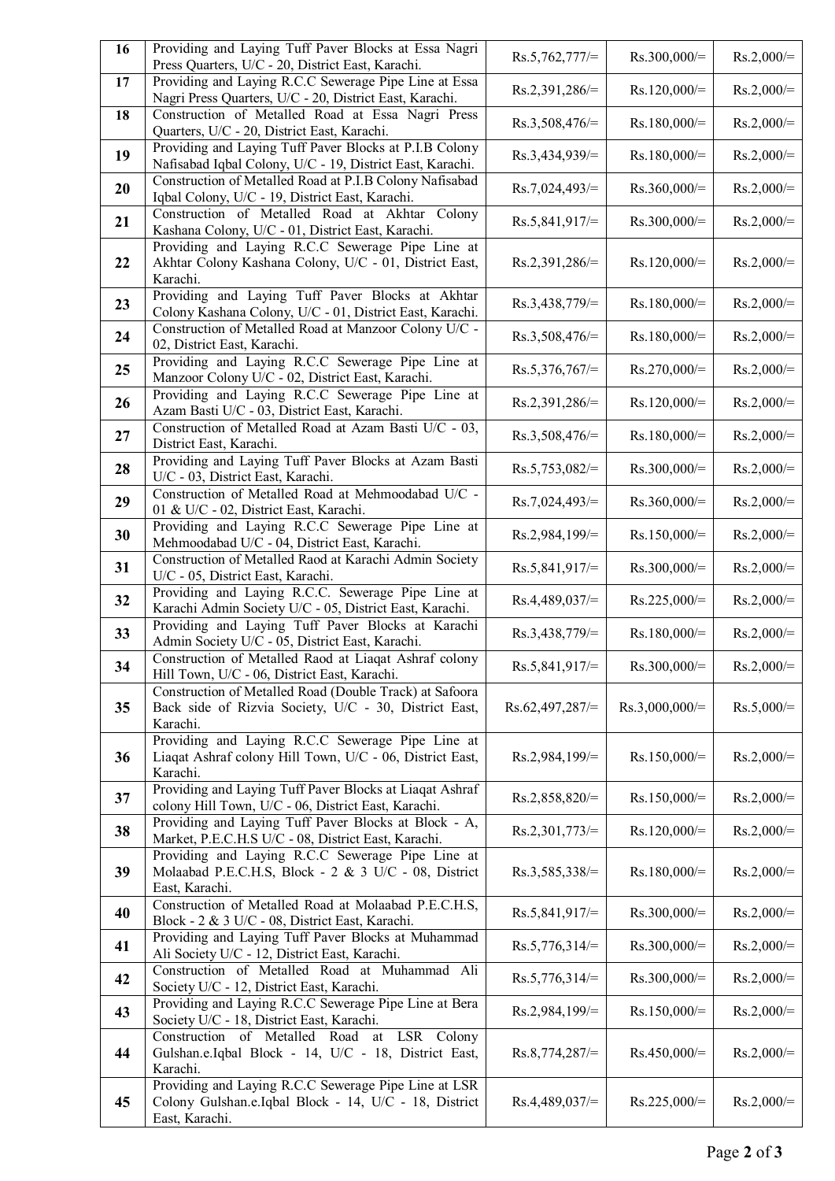| 16 | Providing and Laying Tuff Paver Blocks at Essa Nagri Press Quarters, U/C - 20, District East, Karachi. | Rs.5,762,777/= | Rs.300,000/= | Rs.2,000/= |
|---|---|---|---|---|
| 17 | Providing and Laying R.C.C Sewerage Pipe Line at Essa Nagri Press Quarters, U/C - 20, District East, Karachi. | Rs.2,391,286/= | Rs.120,000/= | Rs.2,000/= |
| 18 | Construction of Metalled Road at Essa Nagri Press Quarters, U/C - 20, District East, Karachi. | Rs.3,508,476/= | Rs.180,000/= | Rs.2,000/= |
| 19 | Providing and Laying Tuff Paver Blocks at P.I.B Colony Nafisabad Iqbal Colony, U/C - 19, District East, Karachi. | Rs.3,434,939/= | Rs.180,000/= | Rs.2,000/= |
| 20 | Construction of Metalled Road at P.I.B Colony Nafisabad Iqbal Colony, U/C - 19, District East, Karachi. | Rs.7,024,493/= | Rs.360,000/= | Rs.2,000/= |
| 21 | Construction of Metalled Road at Akhtar Colony Kashana Colony, U/C - 01, District East, Karachi. | Rs.5,841,917/= | Rs.300,000/= | Rs.2,000/= |
| 22 | Providing and Laying R.C.C Sewerage Pipe Line at Akhtar Colony Kashana Colony, U/C - 01, District East, Karachi. | Rs.2,391,286/= | Rs.120,000/= | Rs.2,000/= |
| 23 | Providing and Laying Tuff Paver Blocks at Akhtar Colony Kashana Colony, U/C - 01, District East, Karachi. | Rs.3,438,779/= | Rs.180,000/= | Rs.2,000/= |
| 24 | Construction of Metalled Road at Manzoor Colony U/C - 02, District East, Karachi. | Rs.3,508,476/= | Rs.180,000/= | Rs.2,000/= |
| 25 | Providing and Laying R.C.C Sewerage Pipe Line at Manzoor Colony U/C - 02, District East, Karachi. | Rs.5,376,767/= | Rs.270,000/= | Rs.2,000/= |
| 26 | Providing and Laying R.C.C Sewerage Pipe Line at Azam Basti U/C - 03, District East, Karachi. | Rs.2,391,286/= | Rs.120,000/= | Rs.2,000/= |
| 27 | Construction of Metalled Road at Azam Basti U/C - 03, District East, Karachi. | Rs.3,508,476/= | Rs.180,000/= | Rs.2,000/= |
| 28 | Providing and Laying Tuff Paver Blocks at Azam Basti U/C - 03, District East, Karachi. | Rs.5,753,082/= | Rs.300,000/= | Rs.2,000/= |
| 29 | Construction of Metalled Road at Mehmoodabad U/C - 01 & U/C - 02, District East, Karachi. | Rs.7,024,493/= | Rs.360,000/= | Rs.2,000/= |
| 30 | Providing and Laying R.C.C Sewerage Pipe Line at Mehmoodabad U/C - 04, District East, Karachi. | Rs.2,984,199/= | Rs.150,000/= | Rs.2,000/= |
| 31 | Construction of Metalled Raod at Karachi Admin Society U/C - 05, District East, Karachi. | Rs.5,841,917/= | Rs.300,000/= | Rs.2,000/= |
| 32 | Providing and Laying R.C.C. Sewerage Pipe Line at Karachi Admin Society U/C - 05, District East, Karachi. | Rs.4,489,037/= | Rs.225,000/= | Rs.2,000/= |
| 33 | Providing and Laying Tuff Paver Blocks at Karachi Admin Society U/C - 05, District East, Karachi. | Rs.3,438,779/= | Rs.180,000/= | Rs.2,000/= |
| 34 | Construction of Metalled Raod at Liaqat Ashraf colony Hill Town, U/C - 06, District East, Karachi. | Rs.5,841,917/= | Rs.300,000/= | Rs.2,000/= |
| 35 | Construction of Metalled Road (Double Track) at Safoora Back side of Rizvia Society, U/C - 30, District East, Karachi. | Rs.62,497,287/= | Rs.3,000,000/= | Rs.5,000/= |
| 36 | Providing and Laying R.C.C Sewerage Pipe Line at Liaqat Ashraf colony Hill Town, U/C - 06, District East, Karachi. | Rs.2,984,199/= | Rs.150,000/= | Rs.2,000/= |
| 37 | Providing and Laying Tuff Paver Blocks at Liaqat Ashraf colony Hill Town, U/C - 06, District East, Karachi. | Rs.2,858,820/= | Rs.150,000/= | Rs.2,000/= |
| 38 | Providing and Laying Tuff Paver Blocks at Block - A, Market, P.E.C.H.S U/C - 08, District East, Karachi. | Rs.2,301,773/= | Rs.120,000/= | Rs.2,000/= |
| 39 | Providing and Laying R.C.C Sewerage Pipe Line at Molaabad P.E.C.H.S, Block - 2 & 3 U/C - 08, District East, Karachi. | Rs.3,585,338/= | Rs.180,000/= | Rs.2,000/= |
| 40 | Construction of Metalled Road at Molaabad P.E.C.H.S, Block - 2 & 3 U/C - 08, District East, Karachi. | Rs.5,841,917/= | Rs.300,000/= | Rs.2,000/= |
| 41 | Providing and Laying Tuff Paver Blocks at Muhammad Ali Society U/C - 12, District East, Karachi. | Rs.5,776,314/= | Rs.300,000/= | Rs.2,000/= |
| 42 | Construction of Metalled Road at Muhammad Ali Society U/C - 12, District East, Karachi. | Rs.5,776,314/= | Rs.300,000/= | Rs.2,000/= |
| 43 | Providing and Laying R.C.C Sewerage Pipe Line at Bera Society U/C - 18, District East, Karachi. | Rs.2,984,199/= | Rs.150,000/= | Rs.2,000/= |
| 44 | Construction of Metalled Road at LSR Colony Gulshan.e.Iqbal Block - 14, U/C - 18, District East, Karachi. | Rs.8,774,287/= | Rs.450,000/= | Rs.2,000/= |
| 45 | Providing and Laying R.C.C Sewerage Pipe Line at LSR Colony Gulshan.e.Iqbal Block - 14, U/C - 18, District East, Karachi. | Rs.4,489,037/= | Rs.225,000/= | Rs.2,000/= |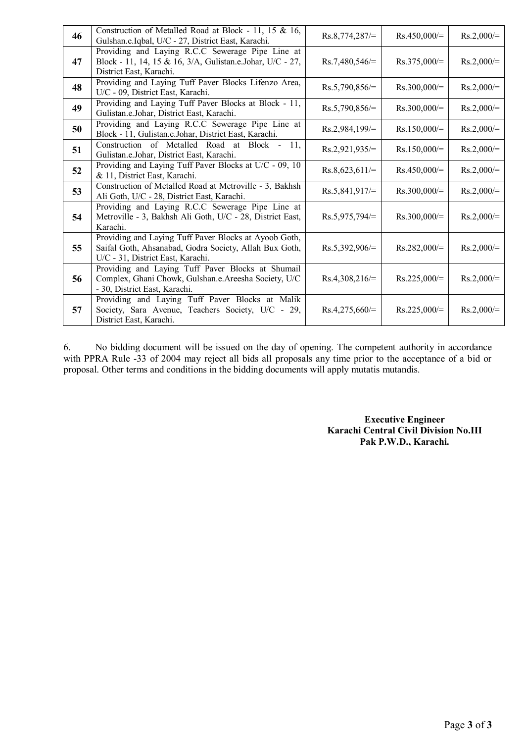| | | | | |
|---|---|---|---|---|
| **46** | Construction of Metalled Road at Block - 11, 15 & 16, Gulshan.e.Iqbal, U/C - 27, District East, Karachi. | Rs.8,774,287/= | Rs.450,000/= | Rs.2,000/= |
| **47** | Providing and Laying R.C.C Sewerage Pipe Line at Block - 11, 14, 15 & 16, 3/A, Gulistan.e.Johar, U/C - 27, District East, Karachi. | Rs.7,480,546/= | Rs.375,000/= | Rs.2,000/= |
| **48** | Providing and Laying Tuff Paver Blocks Lifenzo Area, U/C - 09, District East, Karachi. | Rs.5,790,856/= | Rs.300,000/= | Rs.2,000/= |
| **49** | Providing and Laying Tuff Paver Blocks at Block - 11, Gulistan.e.Johar, District East, Karachi. | Rs.5,790,856/= | Rs.300,000/= | Rs.2,000/= |
| **50** | Providing and Laying R.C.C Sewerage Pipe Line at Block - 11, Gulistan.e.Johar, District East, Karachi. | Rs.2,984,199/= | Rs.150,000/= | Rs.2,000/= |
| **51** | Construction of Metalled Road at Block - 11, Gulistan.e.Johar, District East, Karachi. | Rs.2,921,935/= | Rs.150,000/= | Rs.2,000/= |
| **52** | Providing and Laying Tuff Paver Blocks at U/C - 09, 10 & 11, District East, Karachi. | Rs.8,623,611/= | Rs.450,000/= | Rs.2,000/= |
| **53** | Construction of Metalled Road at Metroville - 3, Bakhsh Ali Goth, U/C - 28, District East, Karachi. | Rs.5,841,917/= | Rs.300,000/= | Rs.2,000/= |
| **54** | Providing and Laying R.C.C Sewerage Pipe Line at Metroville - 3, Bakhsh Ali Goth, U/C - 28, District East, Karachi. | Rs.5,975,794/= | Rs.300,000/= | Rs.2,000/= |
| **55** | Providing and Laying Tuff Paver Blocks at Ayoob Goth, Saifal Goth, Ahsanabad, Godra Society, Allah Bux Goth, U/C - 31, District East, Karachi. | Rs.5,392,906/= | Rs.282,000/= | Rs.2,000/= |
| **56** | Providing and Laying Tuff Paver Blocks at Shumail Complex, Ghani Chowk, Gulshan.e.Areesha Society, U/C - 30, District East, Karachi. | Rs.4,308,216/= | Rs.225,000/= | Rs.2,000/= |
| **57** | Providing and Laying Tuff Paver Blocks at Malik Society, Sara Avenue, Teachers Society, U/C - 29, District East, Karachi. | Rs.4,275,660/= | Rs.225,000/= | Rs.2,000/= |

6. No bidding document will be issued on the day of opening. The competent authority in accordance with PPRA Rule -33 of 2004 may reject all bids all proposals any time prior to the acceptance of a bid or proposal. Other terms and conditions in the bidding documents will apply mutatis mutandis.

**Executive Engineer**
**Karachi Central Civil Division No.III**
**Pak P.W.D., Karachi.**